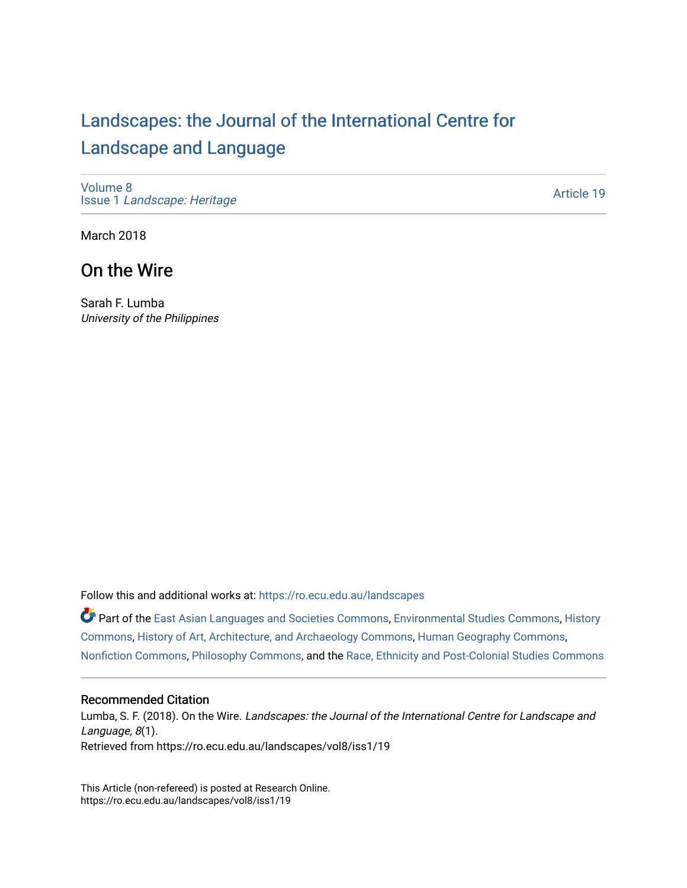# Landscapes: the Journal of the International Centre for Landscape and Language

Volume 8
Issue 1 *Landscape: Heritage*

Article 19

March 2018

## On the Wire

Sarah F. Lumba
*University of the Philippines*

Follow this and additional works at: https://ro.ecu.edu.au/landscapes

Part of the East Asian Languages and Societies Commons, Environmental Studies Commons, History Commons, History of Art, Architecture, and Archaeology Commons, Human Geography Commons, Nonfiction Commons, Philosophy Commons, and the Race, Ethnicity and Post-Colonial Studies Commons

### Recommended Citation

Lumba, S. F. (2018). On the Wire. *Landscapes: the Journal of the International Centre for Landscape and Language, 8*(1).
Retrieved from https://ro.ecu.edu.au/landscapes/vol8/iss1/19

This Article (non-refereed) is posted at Research Online.
https://ro.ecu.edu.au/landscapes/vol8/iss1/19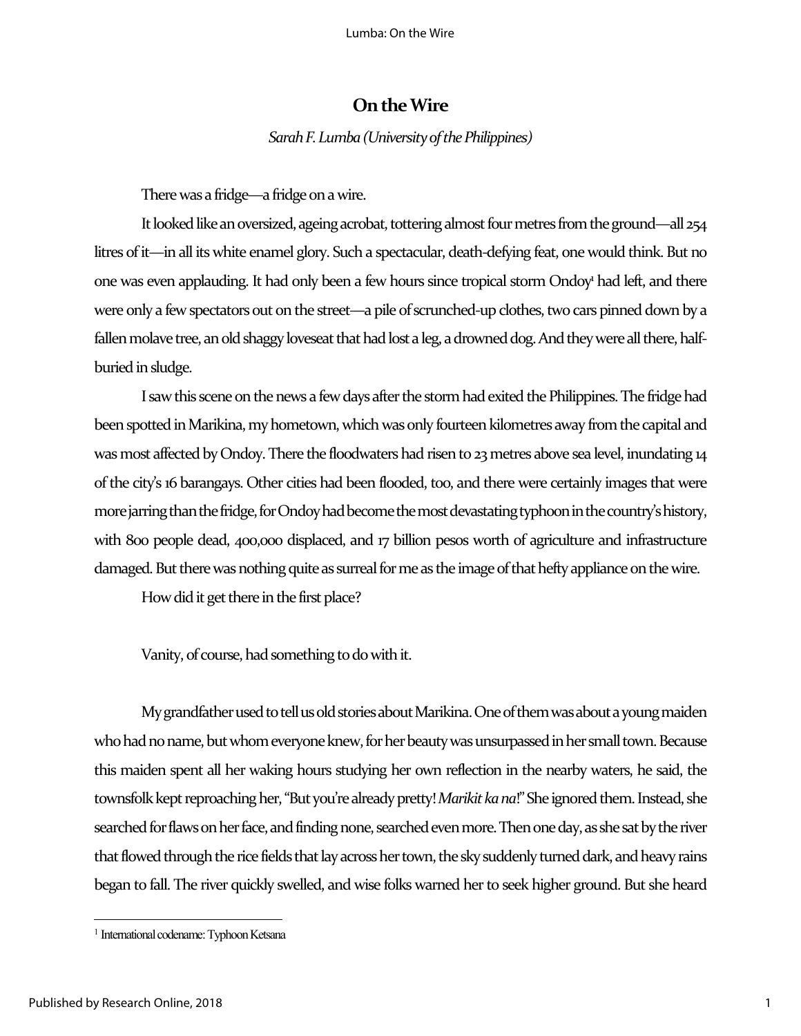# On the Wire

*Sarah F. Lumba (University of the Philippines)*

There was a fridge—a fridge on a wire.

It looked like an oversized, ageing acrobat, tottering almost four metres from the ground—all 254 litres of it—in all its white enamel glory. Such a spectacular, death-defying feat, one would think. But no one was even applauding. It had only been a few hours since tropical storm Ondoy[1] had left, and there were only a few spectators out on the street—a pile of scrunched-up clothes, two cars pinned down by a fallen molave tree, an old shaggy loveseat that had lost a leg, a drowned dog. And they were all there, half-buried in sludge.

I saw this scene on the news a few days after the storm had exited the Philippines. The fridge had been spotted in Marikina, my hometown, which was only fourteen kilometres away from the capital and was most affected by Ondoy. There the floodwaters had risen to 23 metres above sea level, inundating 14 of the city's 16 barangays. Other cities had been flooded, too, and there were certainly images that were more jarring than the fridge, for Ondoy had become the most devastating typhoon in the country's history, with 800 people dead, 400,000 displaced, and 17 billion pesos worth of agriculture and infrastructure damaged. But there was nothing quite as surreal for me as the image of that hefty appliance on the wire.

How did it get there in the first place?

Vanity, of course, had something to do with it.

My grandfather used to tell us old stories about Marikina. One of them was about a young maiden who had no name, but whom everyone knew, for her beauty was unsurpassed in her small town. Because this maiden spent all her waking hours studying her own reflection in the nearby waters, he said, the townsfolk kept reproaching her, "But you're already pretty! *Marikit ka na*!" She ignored them. Instead, she searched for flaws on her face, and finding none, searched even more. Then one day, as she sat by the river that flowed through the rice fields that lay across her town, the sky suddenly turned dark, and heavy rains began to fall. The river quickly swelled, and wise folks warned her to seek higher ground. But she heard

[1] International codename: Typhoon Ketsana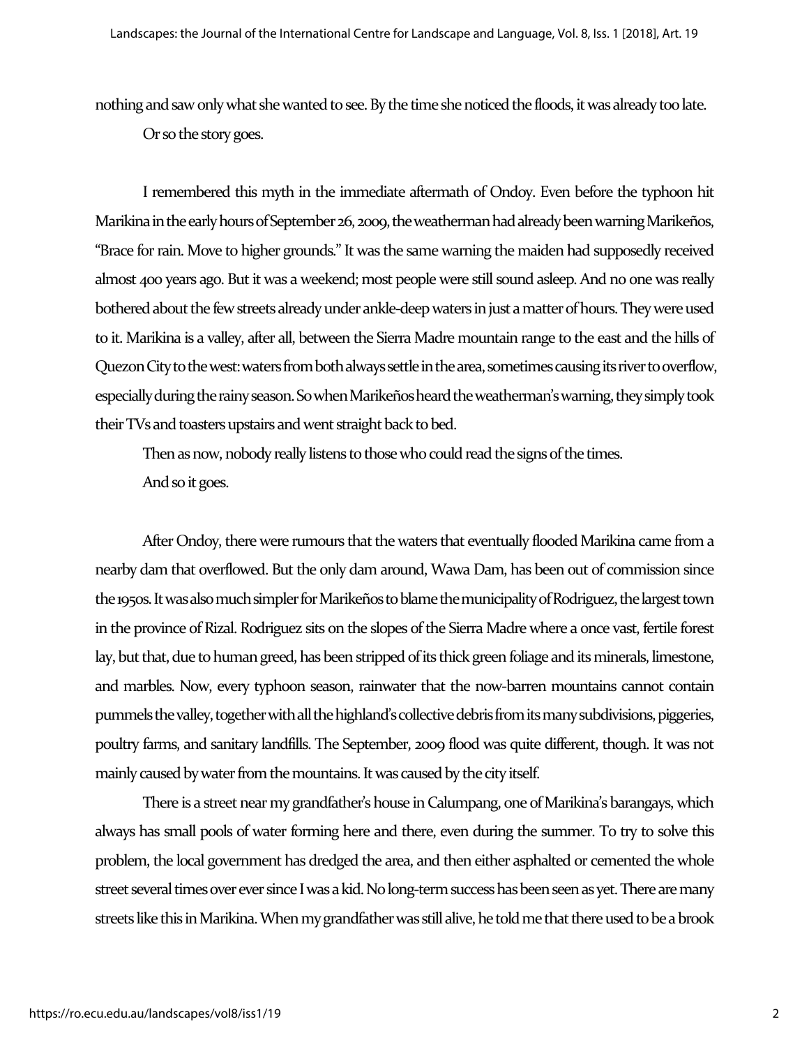nothing and saw only what she wanted to see. By the time she noticed the floods, it was already too late.

Or so the story goes.

I remembered this myth in the immediate aftermath of Ondoy. Even before the typhoon hit Marikina in the early hours of September 26, 2009, the weatherman had already been warning Marikeños, "Brace for rain. Move to higher grounds." It was the same warning the maiden had supposedly received almost 400 years ago. But it was a weekend; most people were still sound asleep. And no one was really bothered about the few streets already under ankle-deep waters in just a matter of hours. They were used to it. Marikina is a valley, after all, between the Sierra Madre mountain range to the east and the hills of Quezon City to the west: waters from both always settle in the area, sometimes causing its river to overflow, especially during the rainy season. So when Marikeños heard the weatherman's warning, they simply took their TVs and toasters upstairs and went straight back to bed.

Then as now, nobody really listens to those who could read the signs of the times.

And so it goes.

After Ondoy, there were rumours that the waters that eventually flooded Marikina came from a nearby dam that overflowed. But the only dam around, Wawa Dam, has been out of commission since the 1950s. It was also much simpler for Marikeños to blame the municipality of Rodriguez, the largest town in the province of Rizal. Rodriguez sits on the slopes of the Sierra Madre where a once vast, fertile forest lay, but that, due to human greed, has been stripped of its thick green foliage and its minerals, limestone, and marbles. Now, every typhoon season, rainwater that the now-barren mountains cannot contain pummels the valley, together with all the highland's collective debris from its many subdivisions, piggeries, poultry farms, and sanitary landfills. The September, 2009 flood was quite different, though. It was not mainly caused by water from the mountains. It was caused by the city itself.

There is a street near my grandfather's house in Calumpang, one of Marikina's barangays, which always has small pools of water forming here and there, even during the summer. To try to solve this problem, the local government has dredged the area, and then either asphalted or cemented the whole street several times over ever since I was a kid. No long-term success has been seen as yet. There are many streets like this in Marikina. When my grandfather was still alive, he told me that there used to be a brook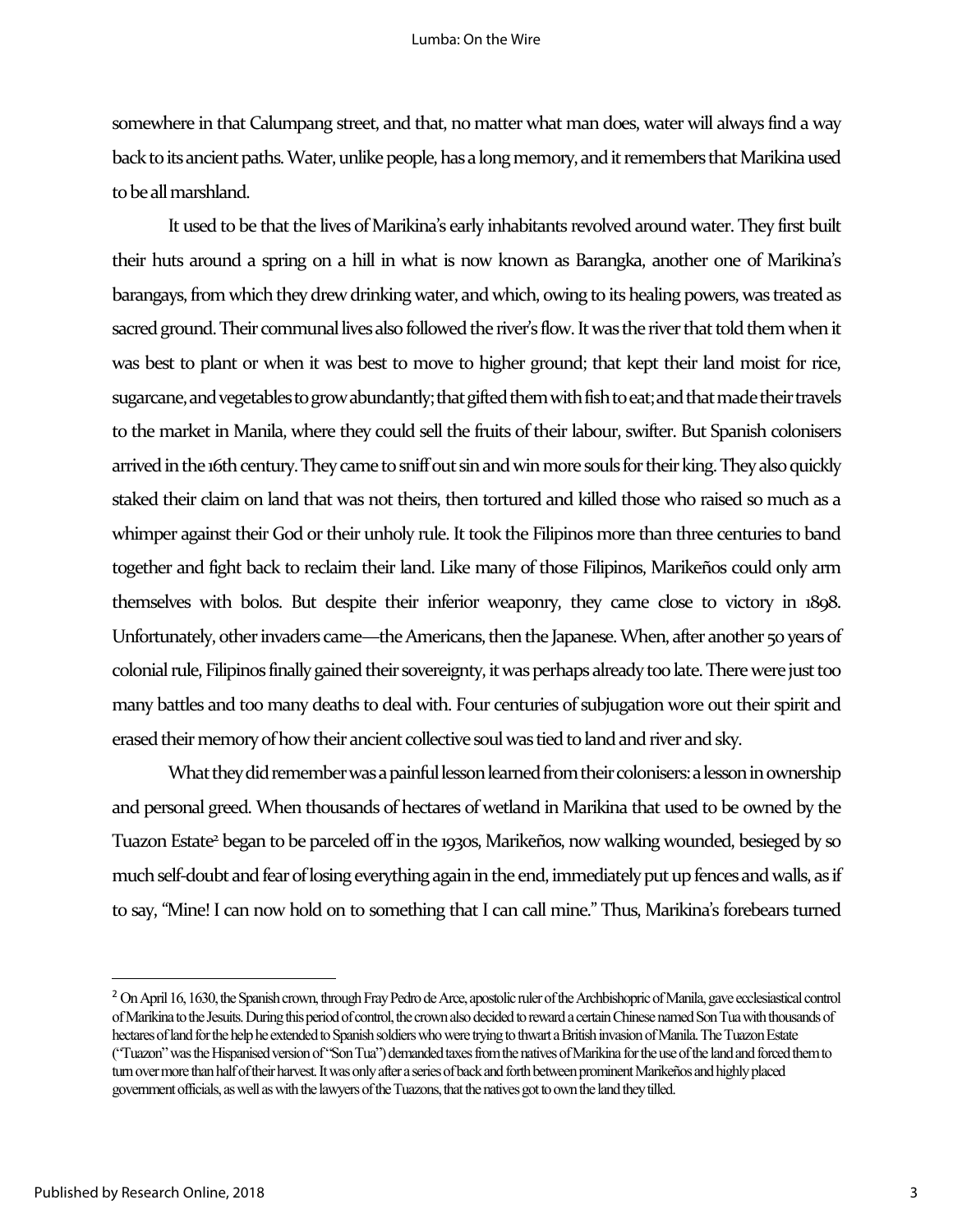somewhere in that Calumpang street, and that, no matter what man does, water will always find a way back to its ancient paths. Water, unlike people, has a long memory, and it remembers that Marikina used to be all marshland.

It used to be that the lives of Marikina's early inhabitants revolved around water. They first built their huts around a spring on a hill in what is now known as Barangka, another one of Marikina's barangays, from which they drew drinking water, and which, owing to its healing powers, was treated as sacred ground. Their communal lives also followed the river's flow. It was the river that told them when it was best to plant or when it was best to move to higher ground; that kept their land moist for rice, sugarcane, and vegetables to grow abundantly; that gifted them with fish to eat; and that made their travels to the market in Manila, where they could sell the fruits of their labour, swifter. But Spanish colonisers arrived in the 16th century. They came to sniff out sin and win more souls for their king. They also quickly staked their claim on land that was not theirs, then tortured and killed those who raised so much as a whimper against their God or their unholy rule. It took the Filipinos more than three centuries to band together and fight back to reclaim their land. Like many of those Filipinos, Marikeños could only arm themselves with bolos. But despite their inferior weaponry, they came close to victory in 1898. Unfortunately, other invaders came—the Americans, then the Japanese. When, after another 50 years of colonial rule, Filipinos finally gained their sovereignty, it was perhaps already too late. There were just too many battles and too many deaths to deal with. Four centuries of subjugation wore out their spirit and erased their memory of how their ancient collective soul was tied to land and river and sky.

What they did remember was a painful lesson learned from their colonisers: a lesson in ownership and personal greed. When thousands of hectares of wetland in Marikina that used to be owned by the Tuazon Estate[2] began to be parceled off in the 1930s, Marikeños, now walking wounded, besieged by so much self-doubt and fear of losing everything again in the end, immediately put up fences and walls, as if to say, "Mine! I can now hold on to something that I can call mine." Thus, Marikina's forebears turned

---

[2] On April 16, 1630, the Spanish crown, through Fray Pedro de Arce, apostolic ruler of the Archbishopric of Manila, gave ecclesiastical control of Marikina to the Jesuits. During this period of control, the crown also decided to reward a certain Chinese named Son Tua with thousands of hectares of land for the help he extended to Spanish soldiers who were trying to thwart a British invasion of Manila. The Tuazon Estate ("Tuazon" was the Hispanised version of "Son Tua") demanded taxes from the natives of Marikina for the use of the land and forced them to turn over more than half of their harvest. It was only after a series of back and forth between prominent Marikeños and highly placed government officials, as well as with the lawyers of the Tuazons, that the natives got to own the land they tilled.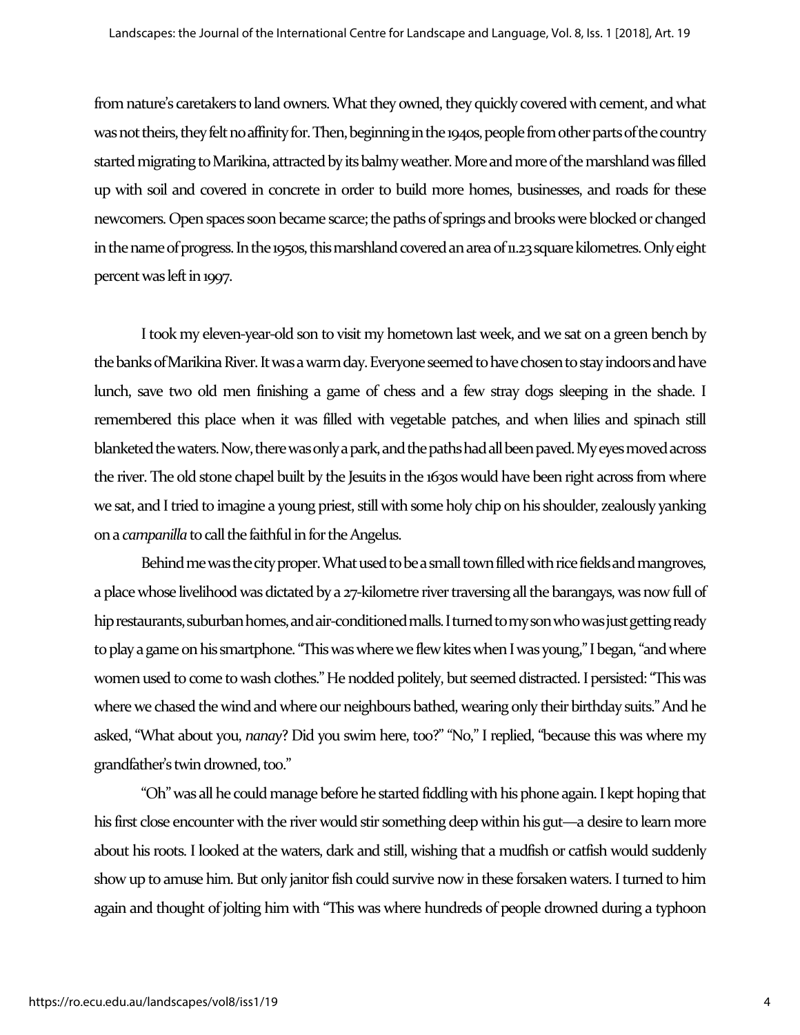from nature's caretakers to land owners. What they owned, they quickly covered with cement, and what was not theirs, they felt no affinity for. Then, beginning in the 1940s, people from other parts of the country started migrating to Marikina, attracted by its balmy weather. More and more of the marshland was filled up with soil and covered in concrete in order to build more homes, businesses, and roads for these newcomers. Open spaces soon became scarce; the paths of springs and brooks were blocked or changed in the name of progress. In the 1950s, this marshland covered an area of 11.23 square kilometres. Only eight percent was left in 1997.

I took my eleven-year-old son to visit my hometown last week, and we sat on a green bench by the banks of Marikina River. It was a warm day. Everyone seemed to have chosen to stay indoors and have lunch, save two old men finishing a game of chess and a few stray dogs sleeping in the shade. I remembered this place when it was filled with vegetable patches, and when lilies and spinach still blanketed the waters. Now, there was only a park, and the paths had all been paved. My eyes moved across the river. The old stone chapel built by the Jesuits in the 1630s would have been right across from where we sat, and I tried to imagine a young priest, still with some holy chip on his shoulder, zealously yanking on a *campanilla* to call the faithful in for the Angelus.

Behind me was the city proper. What used to be a small town filled with rice fields and mangroves, a place whose livelihood was dictated by a 27-kilometre river traversing all the barangays, was now full of hip restaurants, suburban homes, and air-conditioned malls. I turned to my son who was just getting ready to play a game on his smartphone. "This was where we flew kites when I was young," I began, "and where women used to come to wash clothes." He nodded politely, but seemed distracted. I persisted: "This was where we chased the wind and where our neighbours bathed, wearing only their birthday suits." And he asked, "What about you, *nanay*? Did you swim here, too?" "No," I replied, "because this was where my grandfather's twin drowned, too."

"Oh" was all he could manage before he started fiddling with his phone again. I kept hoping that his first close encounter with the river would stir something deep within his gut—a desire to learn more about his roots. I looked at the waters, dark and still, wishing that a mudfish or catfish would suddenly show up to amuse him. But only janitor fish could survive now in these forsaken waters. I turned to him again and thought of jolting him with "This was where hundreds of people drowned during a typhoon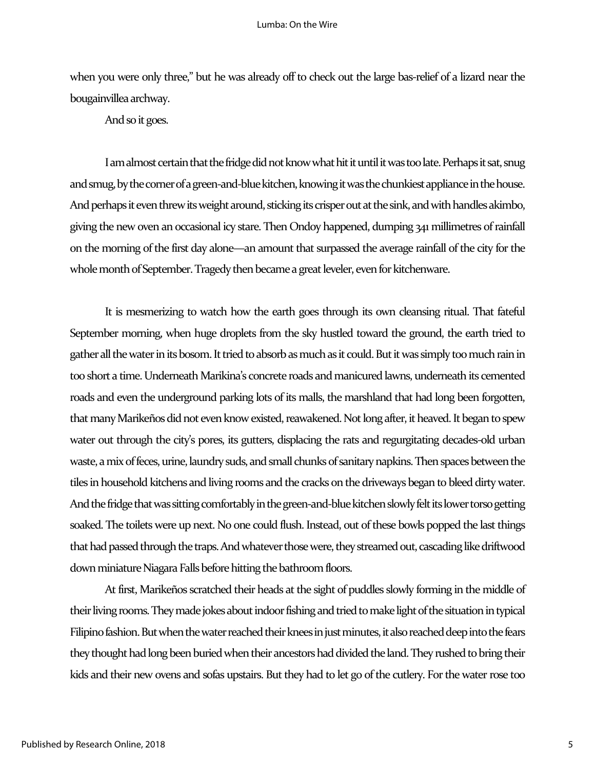when you were only three," but he was already off to check out the large bas-relief of a lizard near the bougainvillea archway.

And so it goes.

I am almost certain that the fridge did not know what hit it until it was too late. Perhaps it sat, snug and smug, by the corner of a green-and-blue kitchen, knowing it was the chunkiest appliance in the house. And perhaps it even threw its weight around, sticking its crisper out at the sink, and with handles akimbo, giving the new oven an occasional icy stare. Then Ondoy happened, dumping 341 millimetres of rainfall on the morning of the first day alone—an amount that surpassed the average rainfall of the city for the whole month of September. Tragedy then became a great leveler, even for kitchenware.

It is mesmerizing to watch how the earth goes through its own cleansing ritual. That fateful September morning, when huge droplets from the sky hustled toward the ground, the earth tried to gather all the water in its bosom. It tried to absorb as much as it could. But it was simply too much rain in too short a time. Underneath Marikina's concrete roads and manicured lawns, underneath its cemented roads and even the underground parking lots of its malls, the marshland that had long been forgotten, that many Marikeños did not even know existed, reawakened. Not long after, it heaved. It began to spew water out through the city's pores, its gutters, displacing the rats and regurgitating decades-old urban waste, a mix of feces, urine, laundry suds, and small chunks of sanitary napkins. Then spaces between the tiles in household kitchens and living rooms and the cracks on the driveways began to bleed dirty water. And the fridge that was sitting comfortably in the green-and-blue kitchen slowly felt its lower torso getting soaked. The toilets were up next. No one could flush. Instead, out of these bowls popped the last things that had passed through the traps. And whatever those were, they streamed out, cascading like driftwood down miniature Niagara Falls before hitting the bathroom floors.

At first, Marikeños scratched their heads at the sight of puddles slowly forming in the middle of their living rooms. They made jokes about indoor fishing and tried to make light of the situation in typical Filipino fashion. But when the water reached their knees in just minutes, it also reached deep into the fears they thought had long been buried when their ancestors had divided the land. They rushed to bring their kids and their new ovens and sofas upstairs. But they had to let go of the cutlery. For the water rose too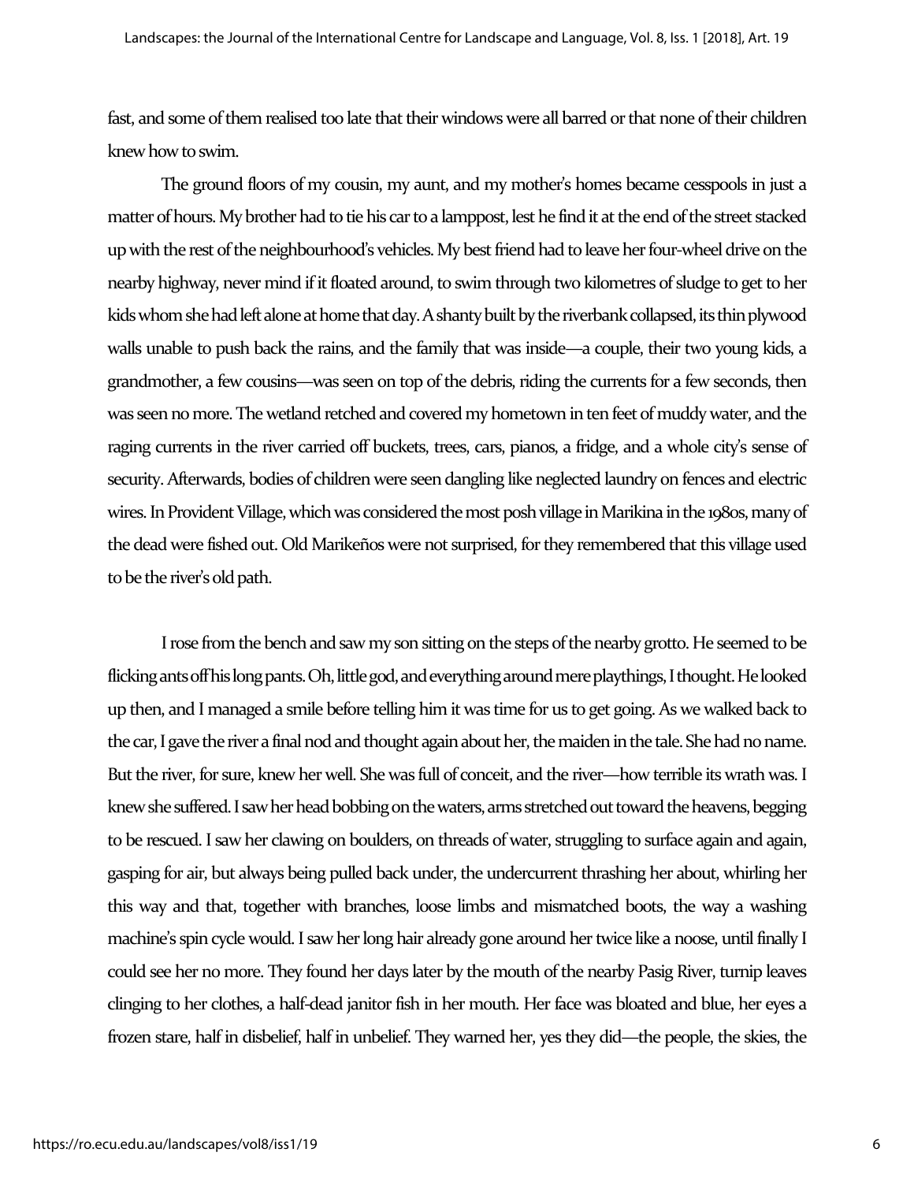fast, and some of them realised too late that their windows were all barred or that none of their children knew how to swim.

The ground floors of my cousin, my aunt, and my mother's homes became cesspools in just a matter of hours. My brother had to tie his car to a lamppost, lest he find it at the end of the street stacked up with the rest of the neighbourhood's vehicles. My best friend had to leave her four-wheel drive on the nearby highway, never mind if it floated around, to swim through two kilometres of sludge to get to her kids whom she had left alone at home that day. A shanty built by the riverbank collapsed, its thin plywood walls unable to push back the rains, and the family that was inside—a couple, their two young kids, a grandmother, a few cousins—was seen on top of the debris, riding the currents for a few seconds, then was seen no more. The wetland retched and covered my hometown in ten feet of muddy water, and the raging currents in the river carried off buckets, trees, cars, pianos, a fridge, and a whole city's sense of security. Afterwards, bodies of children were seen dangling like neglected laundry on fences and electric wires. In Provident Village, which was considered the most posh village in Marikina in the 1980s, many of the dead were fished out. Old Marikeños were not surprised, for they remembered that this village used to be the river's old path.

I rose from the bench and saw my son sitting on the steps of the nearby grotto. He seemed to be flicking ants off his long pants. Oh, little god, and everything around mere playthings, I thought. He looked up then, and I managed a smile before telling him it was time for us to get going. As we walked back to the car, I gave the river a final nod and thought again about her, the maiden in the tale. She had no name. But the river, for sure, knew her well. She was full of conceit, and the river—how terrible its wrath was. I knew she suffered. I saw her head bobbing on the waters, arms stretched out toward the heavens, begging to be rescued. I saw her clawing on boulders, on threads of water, struggling to surface again and again, gasping for air, but always being pulled back under, the undercurrent thrashing her about, whirling her this way and that, together with branches, loose limbs and mismatched boots, the way a washing machine's spin cycle would. I saw her long hair already gone around her twice like a noose, until finally I could see her no more. They found her days later by the mouth of the nearby Pasig River, turnip leaves clinging to her clothes, a half-dead janitor fish in her mouth. Her face was bloated and blue, her eyes a frozen stare, half in disbelief, half in unbelief. They warned her, yes they did—the people, the skies, the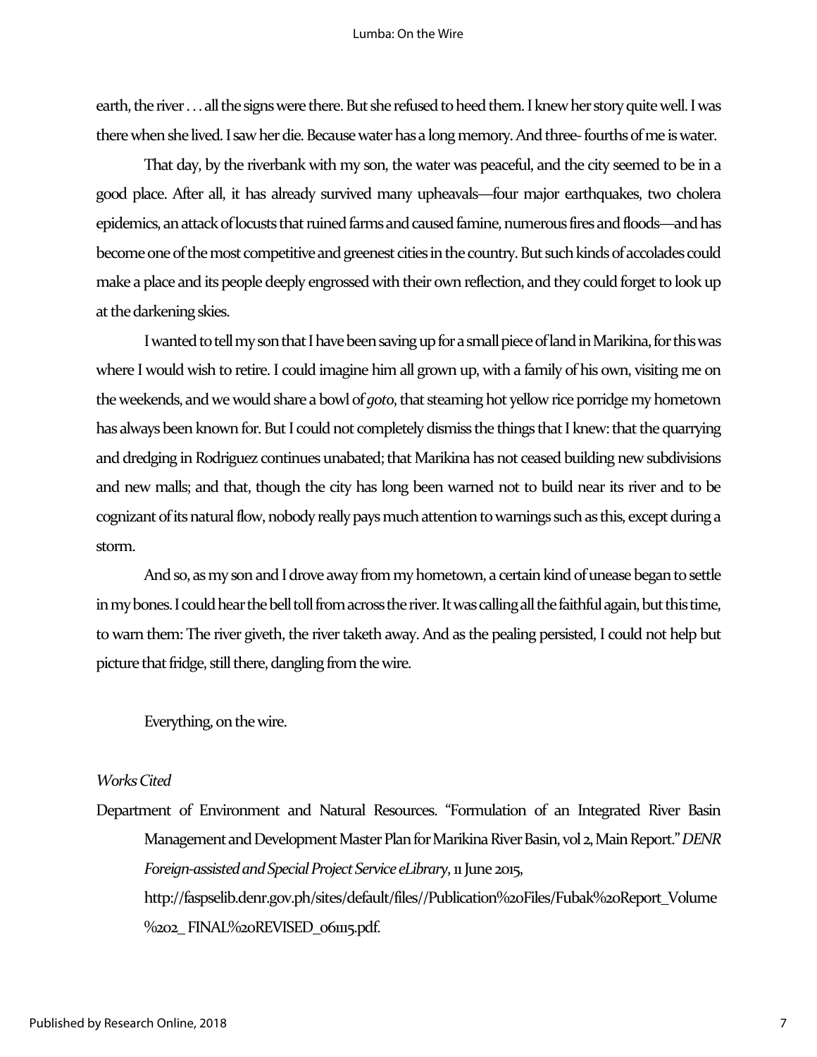earth, the river . . . all the signs were there. But she refused to heed them. I knew her story quite well. I was there when she lived. I saw her die. Because water has a long memory. And three- fourths of me is water.

That day, by the riverbank with my son, the water was peaceful, and the city seemed to be in a good place. After all, it has already survived many upheavals—four major earthquakes, two cholera epidemics, an attack of locusts that ruined farms and caused famine, numerous fires and floods—and has become one of the most competitive and greenest cities in the country. But such kinds of accolades could make a place and its people deeply engrossed with their own reflection, and they could forget to look up at the darkening skies.

I wanted to tell my son that I have been saving up for a small piece of land in Marikina, for this was where I would wish to retire. I could imagine him all grown up, with a family of his own, visiting me on the weekends, and we would share a bowl of *goto*, that steaming hot yellow rice porridge my hometown has always been known for. But I could not completely dismiss the things that I knew: that the quarrying and dredging in Rodriguez continues unabated; that Marikina has not ceased building new subdivisions and new malls; and that, though the city has long been warned not to build near its river and to be cognizant of its natural flow, nobody really pays much attention to warnings such as this, except during a storm.

And so, as my son and I drove away from my hometown, a certain kind of unease began to settle in my bones. I could hear the bell toll from across the river. It was calling all the faithful again, but this time, to warn them: The river giveth, the river taketh away. And as the pealing persisted, I could not help but picture that fridge, still there, dangling from the wire.

Everything, on the wire.

*Works Cited*

Department of Environment and Natural Resources. "Formulation of an Integrated River Basin Management and Development Master Plan for Marikina River Basin, vol 2, Main Report." *DENR Foreign-assisted and Special Project Service eLibrary*, 11 June 2015, http://faspselib.denr.gov.ph/sites/default/files//Publication%20Files/Fubak%20Report_Volume%202_ FINAL%20REVISED_061115.pdf.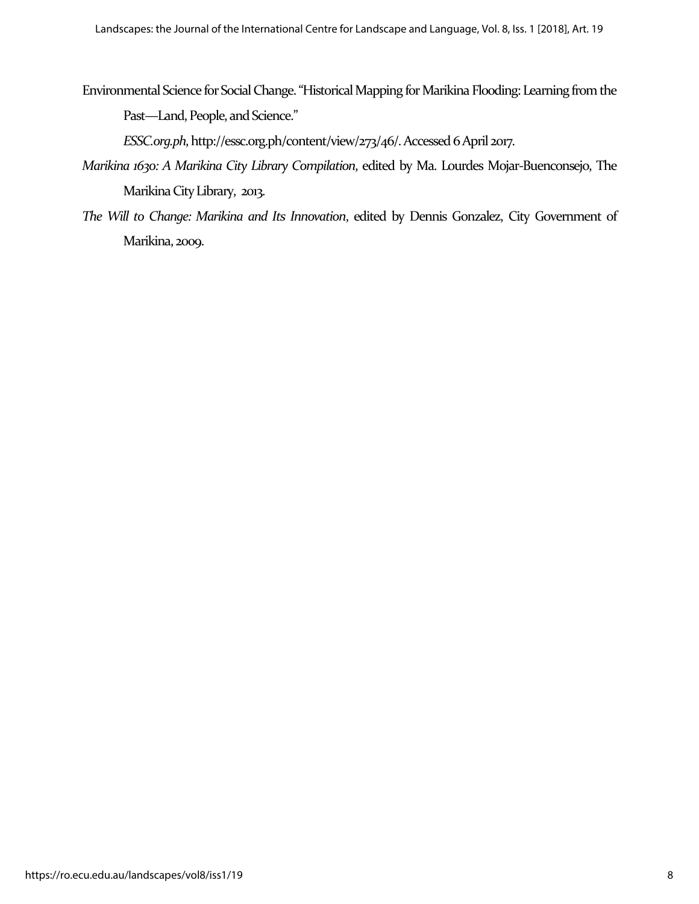Environmental Science for Social Change. "Historical Mapping for Marikina Flooding: Learning from the Past—Land, People, and Science." *ESSC.org.ph*, http://essc.org.ph/content/view/273/46/. Accessed 6 April 2017.

*Marikina 1630: A Marikina City Library Compilation*, edited by Ma. Lourdes Mojar-Buenconsejo, The Marikina City Library, 2013.

*The Will to Change: Marikina and Its Innovation*, edited by Dennis Gonzalez, City Government of Marikina, 2009.